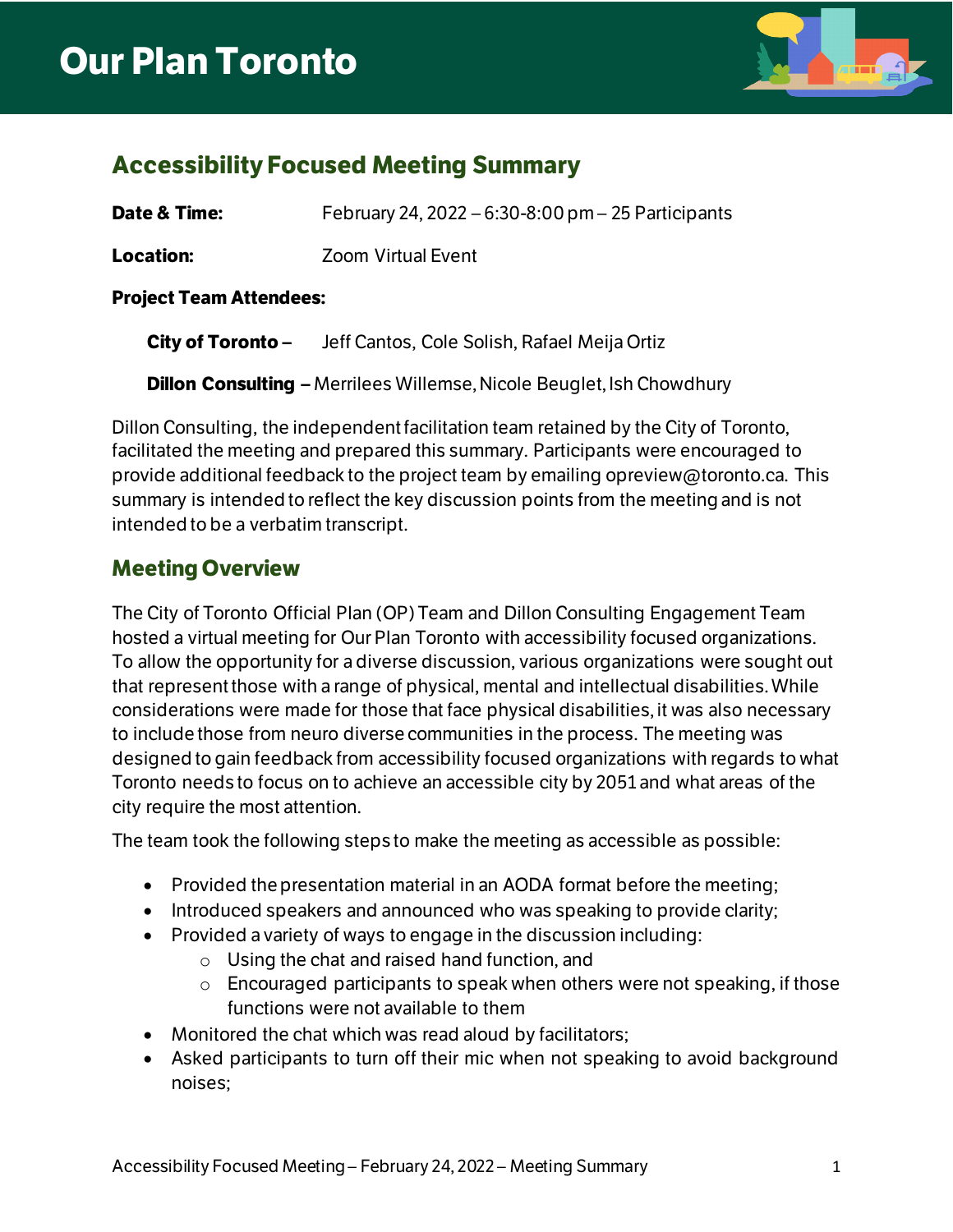# Our Plan Toronto

## Accessibility Focused Meeting Summary

**Date & Time:** February 24, 2022 – 6:30-8:00 pm – 25 Participants

**Location:** Zoom Virtual Event

**Project Team Attendees:**

**City of Toronto –** Jeff Cantos, Cole Solish, Rafael Meija Ortiz

**Dillon Consulting –** Merrilees Willemse, Nicole Beuglet, Ish Chowdhury

Dillon Consulting, the independent facilitation team retained by the City of Toronto, facilitated the meeting and prepared this summary. Participants were encouraged to provide additional feedback to the project team by emailing opreview@toronto.ca. This summary is intended to reflect the key discussion points from the meeting and is not intended to be a verbatim transcript.

## Meeting Overview

The City of Toronto Official Plan (OP) Team and Dillon Consulting Engagement Team hosted a virtual meeting for Our Plan Toronto with accessibility focused organizations. To allow the opportunity for a diverse discussion, various organizations were sought out that represent those with a range of physical, mental and intellectual disabilities. While considerations were made for those that face physical disabilities, it was also necessary to include those from neuro diverse communities in the process. The meeting was designed to gain feedback from accessibility focused organizations with regards to what Toronto needs to focus on to achieve an accessible city by 2051 and what areas of the city require the most attention.

The team took the following steps to make the meeting as accessible as possible:

- Provided the presentation material in an AODA format before the meeting;
- Introduced speakers and announced who was speaking to provide clarity;
- Provided a variety of ways to engage in the discussion including:
  - Using the chat and raised hand function, and
  - Encouraged participants to speak when others were not speaking, if those functions were not available to them
- Monitored the chat which was read aloud by facilitators;
- Asked participants to turn off their mic when not speaking to avoid background noises;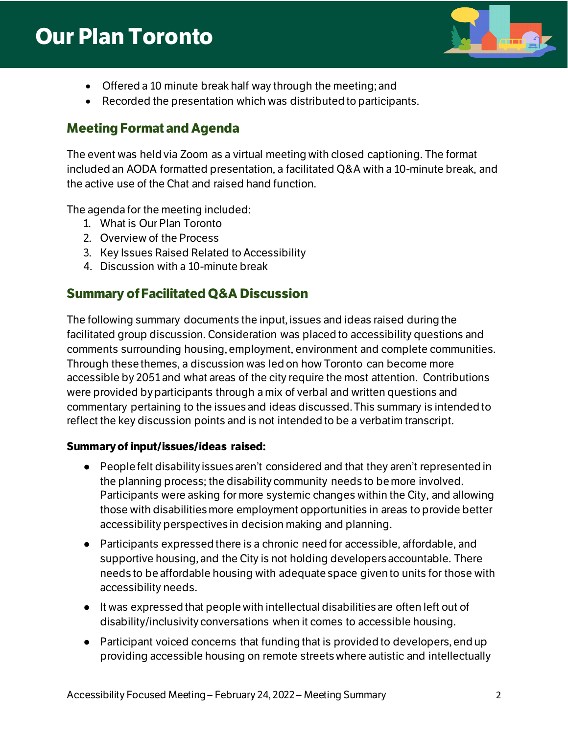- Offered a 10 minute break half way through the meeting; and
- Recorded the presentation which was distributed to participants.

## Meeting Format and Agenda

The event was held via Zoom as a virtual meeting with closed captioning. The format included an AODA formatted presentation, a facilitated Q&A with a 10-minute break, and the active use of the Chat and raised hand function.

The agenda for the meeting included:

1. What is Our Plan Toronto
2. Overview of the Process
3. Key Issues Raised Related to Accessibility
4. Discussion with a 10-minute break

## Summary of Facilitated Q&A Discussion

The following summary documents the input, issues and ideas raised during the facilitated group discussion. Consideration was placed to accessibility questions and comments surrounding housing, employment, environment and complete communities. Through these themes, a discussion was led on how Toronto can become more accessible by 2051 and what areas of the city require the most attention. Contributions were provided by participants through a mix of verbal and written questions and commentary pertaining to the issues and ideas discussed. This summary is intended to reflect the key discussion points and is not intended to be a verbatim transcript.

**Summary of input/issues/ideas raised:**

- People felt disability issues aren't considered and that they aren't represented in the planning process; the disability community needs to be more involved. Participants were asking for more systemic changes within the City, and allowing those with disabilities more employment opportunities in areas to provide better accessibility perspectives in decision making and planning.
- Participants expressed there is a chronic need for accessible, affordable, and supportive housing, and the City is not holding developers accountable. There needs to be affordable housing with adequate space given to units for those with accessibility needs.
- It was expressed that people with intellectual disabilities are often left out of disability/inclusivity conversations when it comes to accessible housing.
- Participant voiced concerns that funding that is provided to developers, end up providing accessible housing on remote streets where autistic and intellectually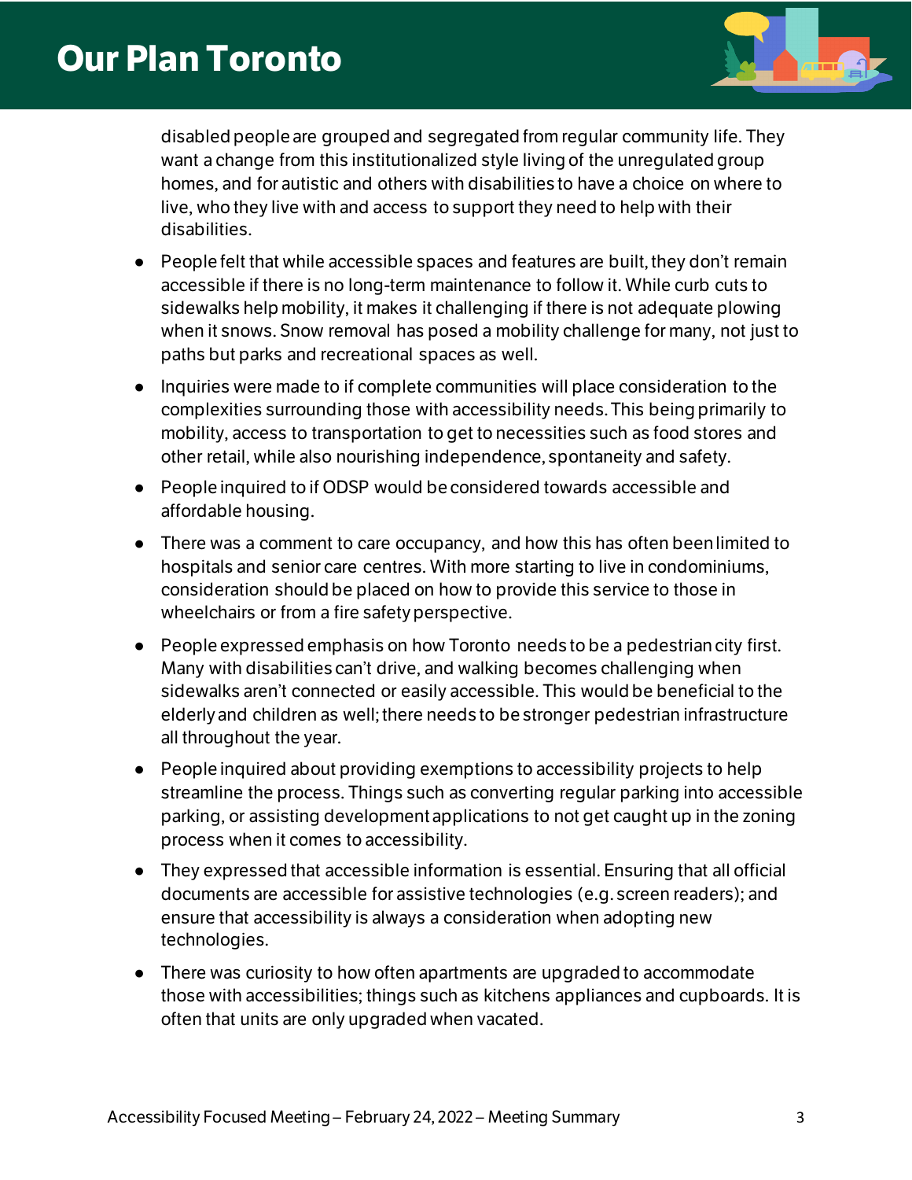disabled people are grouped and segregated from regular community life. They want a change from this institutionalized style living of the unregulated group homes, and for autistic and others with disabilities to have a choice on where to live, who they live with and access to support they need to help with their disabilities.

- People felt that while accessible spaces and features are built, they don't remain accessible if there is no long-term maintenance to follow it. While curb cuts to sidewalks help mobility, it makes it challenging if there is not adequate plowing when it snows. Snow removal has posed a mobility challenge for many, not just to paths but parks and recreational spaces as well.
- Inquiries were made to if complete communities will place consideration to the complexities surrounding those with accessibility needs. This being primarily to mobility, access to transportation to get to necessities such as food stores and other retail, while also nourishing independence, spontaneity and safety.
- People inquired to if ODSP would be considered towards accessible and affordable housing.
- There was a comment to care occupancy, and how this has often been limited to hospitals and senior care centres. With more starting to live in condominiums, consideration should be placed on how to provide this service to those in wheelchairs or from a fire safety perspective.
- People expressed emphasis on how Toronto needs to be a pedestrian city first. Many with disabilities can't drive, and walking becomes challenging when sidewalks aren't connected or easily accessible. This would be beneficial to the elderly and children as well; there needs to be stronger pedestrian infrastructure all throughout the year.
- People inquired about providing exemptions to accessibility projects to help streamline the process. Things such as converting regular parking into accessible parking, or assisting development applications to not get caught up in the zoning process when it comes to accessibility.
- They expressed that accessible information is essential. Ensuring that all official documents are accessible for assistive technologies (e.g. screen readers); and ensure that accessibility is always a consideration when adopting new technologies.
- There was curiosity to how often apartments are upgraded to accommodate those with accessibilities; things such as kitchens appliances and cupboards. It is often that units are only upgraded when vacated.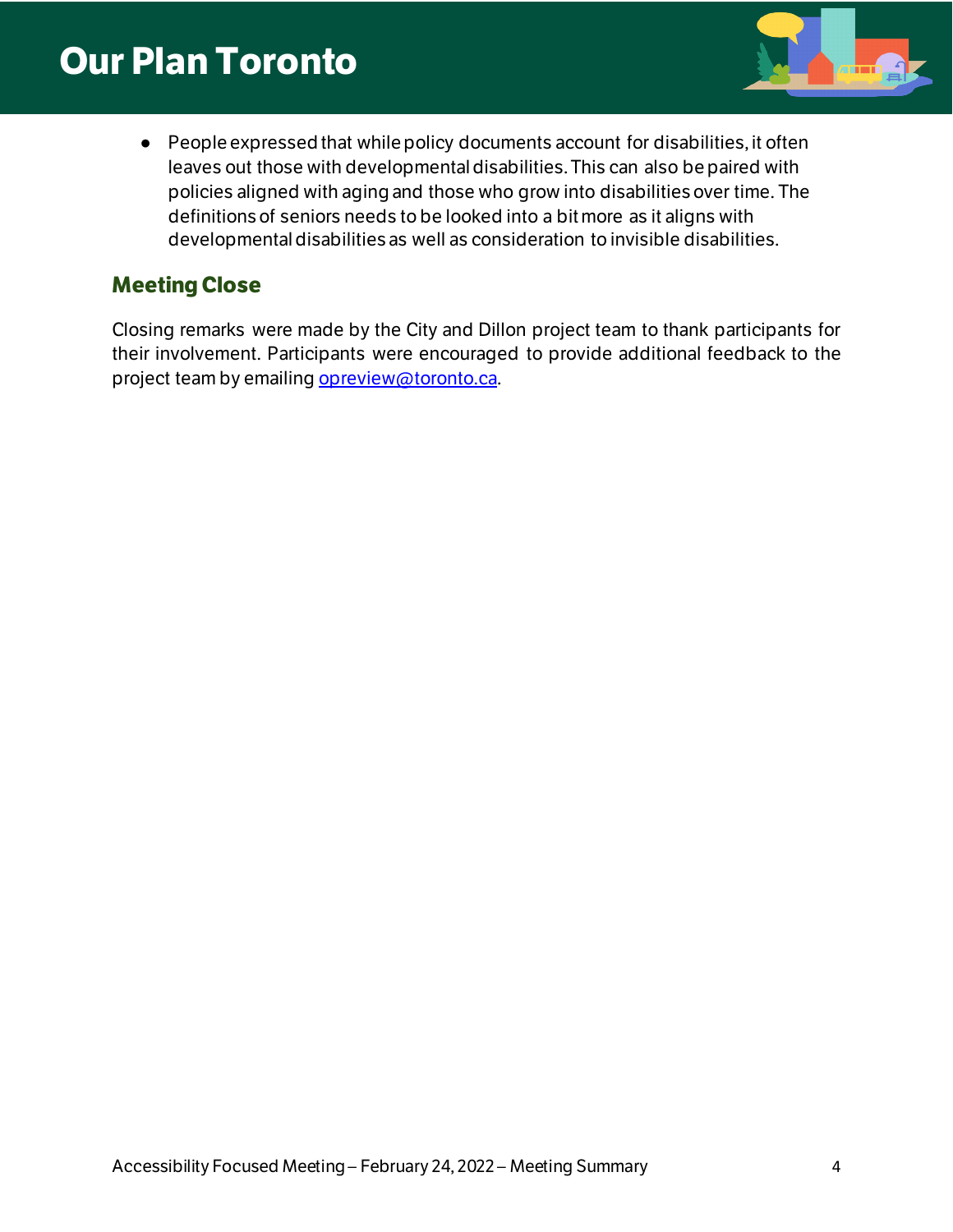- People expressed that while policy documents account for disabilities, it often leaves out those with developmental disabilities. This can also be paired with policies aligned with aging and those who grow into disabilities over time. The definitions of seniors needs to be looked into a bit more as it aligns with developmental disabilities as well as consideration to invisible disabilities.

## Meeting Close

Closing remarks were made by the City and Dillon project team to thank participants for their involvement. Participants were encouraged to provide additional feedback to the project team by emailing [opreview@toronto.ca](mailto:opreview@toronto.ca).